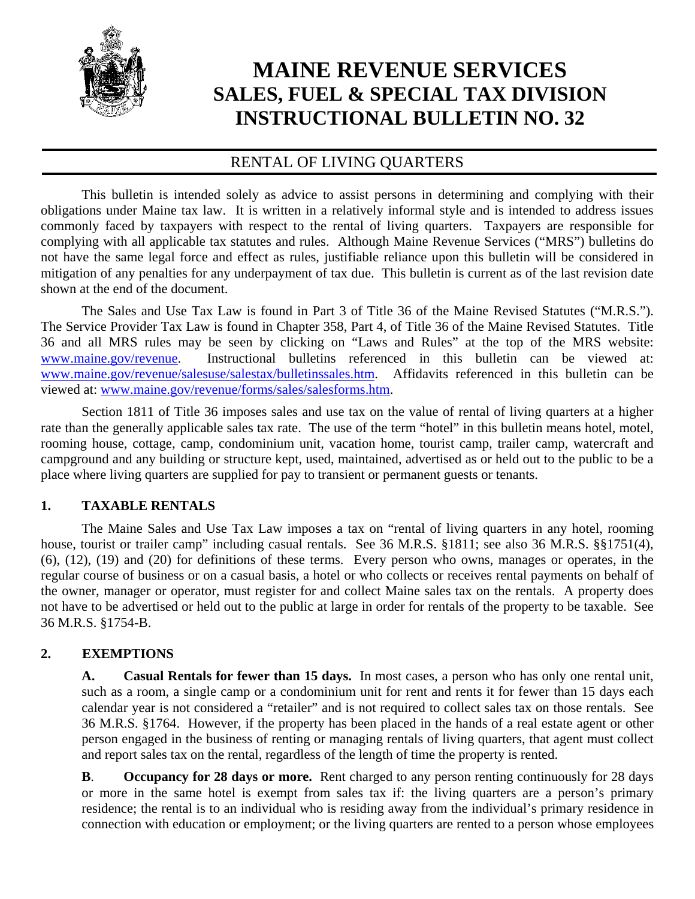# MAINE REVENUE SERVICES
# SALES, FUEL & SPECIAL TAX DIVISION
# INSTRUCTIONAL BULLETIN NO. 32

## RENTAL OF LIVING QUARTERS

This bulletin is intended solely as advice to assist persons in determining and complying with their obligations under Maine tax law. It is written in a relatively informal style and is intended to address issues commonly faced by taxpayers with respect to the rental of living quarters. Taxpayers are responsible for complying with all applicable tax statutes and rules. Although Maine Revenue Services ("MRS") bulletins do not have the same legal force and effect as rules, justifiable reliance upon this bulletin will be considered in mitigation of any penalties for any underpayment of tax due. This bulletin is current as of the last revision date shown at the end of the document.

The Sales and Use Tax Law is found in Part 3 of Title 36 of the Maine Revised Statutes ("M.R.S."). The Service Provider Tax Law is found in Chapter 358, Part 4, of Title 36 of the Maine Revised Statutes. Title 36 and all MRS rules may be seen by clicking on "Laws and Rules" at the top of the MRS website: [www.maine.gov/revenue](www.maine.gov/revenue). Instructional bulletins referenced in this bulletin can be viewed at: [www.maine.gov/revenue/salesuse/salestax/bulletinssales.htm](www.maine.gov/revenue/salesuse/salestax/bulletinssales.htm). Affidavits referenced in this bulletin can be viewed at: [www.maine.gov/revenue/forms/sales/salesforms.htm](www.maine.gov/revenue/forms/sales/salesforms.htm).

Section 1811 of Title 36 imposes sales and use tax on the value of rental of living quarters at a higher rate than the generally applicable sales tax rate. The use of the term "hotel" in this bulletin means hotel, motel, rooming house, cottage, camp, condominium unit, vacation home, tourist camp, trailer camp, watercraft and campground and any building or structure kept, used, maintained, advertised as or held out to the public to be a place where living quarters are supplied for pay to transient or permanent guests or tenants.

### 1. TAXABLE RENTALS

The Maine Sales and Use Tax Law imposes a tax on "rental of living quarters in any hotel, rooming house, tourist or trailer camp" including casual rentals. See 36 M.R.S. §1811; see also 36 M.R.S. §§1751(4), (6), (12), (19) and (20) for definitions of these terms. Every person who owns, manages or operates, in the regular course of business or on a casual basis, a hotel or who collects or receives rental payments on behalf of the owner, manager or operator, must register for and collect Maine sales tax on the rentals. A property does not have to be advertised or held out to the public at large in order for rentals of the property to be taxable. See 36 M.R.S. §1754-B.

### 2. EXEMPTIONS

**A. Casual Rentals for fewer than 15 days.** In most cases, a person who has only one rental unit, such as a room, a single camp or a condominium unit for rent and rents it for fewer than 15 days each calendar year is not considered a "retailer" and is not required to collect sales tax on those rentals. See 36 M.R.S. §1764. However, if the property has been placed in the hands of a real estate agent or other person engaged in the business of renting or managing rentals of living quarters, that agent must collect and report sales tax on the rental, regardless of the length of time the property is rented.

**B. Occupancy for 28 days or more.** Rent charged to any person renting continuously for 28 days or more in the same hotel is exempt from sales tax if: the living quarters are a person's primary residence; the rental is to an individual who is residing away from the individual's primary residence in connection with education or employment; or the living quarters are rented to a person whose employees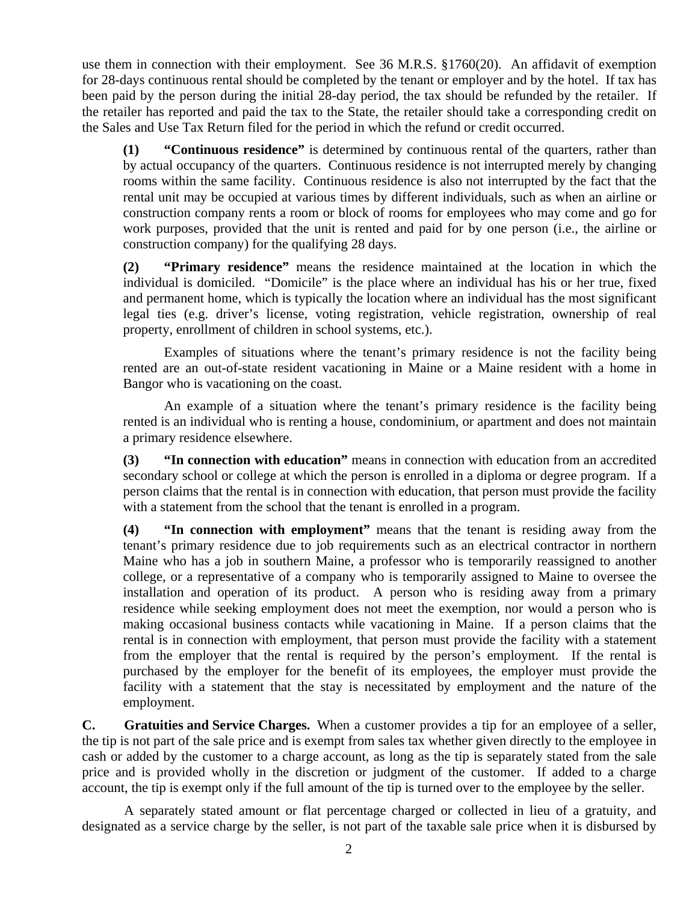use them in connection with their employment. See 36 M.R.S. §1760(20). An affidavit of exemption for 28-days continuous rental should be completed by the tenant or employer and by the hotel. If tax has been paid by the person during the initial 28-day period, the tax should be refunded by the retailer. If the retailer has reported and paid the tax to the State, the retailer should take a corresponding credit on the Sales and Use Tax Return filed for the period in which the refund or credit occurred.

**(1) "Continuous residence"** is determined by continuous rental of the quarters, rather than by actual occupancy of the quarters. Continuous residence is not interrupted merely by changing rooms within the same facility. Continuous residence is also not interrupted by the fact that the rental unit may be occupied at various times by different individuals, such as when an airline or construction company rents a room or block of rooms for employees who may come and go for work purposes, provided that the unit is rented and paid for by one person (i.e., the airline or construction company) for the qualifying 28 days.

**(2) "Primary residence"** means the residence maintained at the location in which the individual is domiciled. "Domicile" is the place where an individual has his or her true, fixed and permanent home, which is typically the location where an individual has the most significant legal ties (e.g. driver's license, voting registration, vehicle registration, ownership of real property, enrollment of children in school systems, etc.).

Examples of situations where the tenant's primary residence is not the facility being rented are an out-of-state resident vacationing in Maine or a Maine resident with a home in Bangor who is vacationing on the coast.

An example of a situation where the tenant's primary residence is the facility being rented is an individual who is renting a house, condominium, or apartment and does not maintain a primary residence elsewhere.

**(3) "In connection with education"** means in connection with education from an accredited secondary school or college at which the person is enrolled in a diploma or degree program. If a person claims that the rental is in connection with education, that person must provide the facility with a statement from the school that the tenant is enrolled in a program.

**(4) "In connection with employment"** means that the tenant is residing away from the tenant's primary residence due to job requirements such as an electrical contractor in northern Maine who has a job in southern Maine, a professor who is temporarily reassigned to another college, or a representative of a company who is temporarily assigned to Maine to oversee the installation and operation of its product. A person who is residing away from a primary residence while seeking employment does not meet the exemption, nor would a person who is making occasional business contacts while vacationing in Maine. If a person claims that the rental is in connection with employment, that person must provide the facility with a statement from the employer that the rental is required by the person's employment. If the rental is purchased by the employer for the benefit of its employees, the employer must provide the facility with a statement that the stay is necessitated by employment and the nature of the employment.

**C. Gratuities and Service Charges.** When a customer provides a tip for an employee of a seller, the tip is not part of the sale price and is exempt from sales tax whether given directly to the employee in cash or added by the customer to a charge account, as long as the tip is separately stated from the sale price and is provided wholly in the discretion or judgment of the customer. If added to a charge account, the tip is exempt only if the full amount of the tip is turned over to the employee by the seller.

A separately stated amount or flat percentage charged or collected in lieu of a gratuity, and designated as a service charge by the seller, is not part of the taxable sale price when it is disbursed by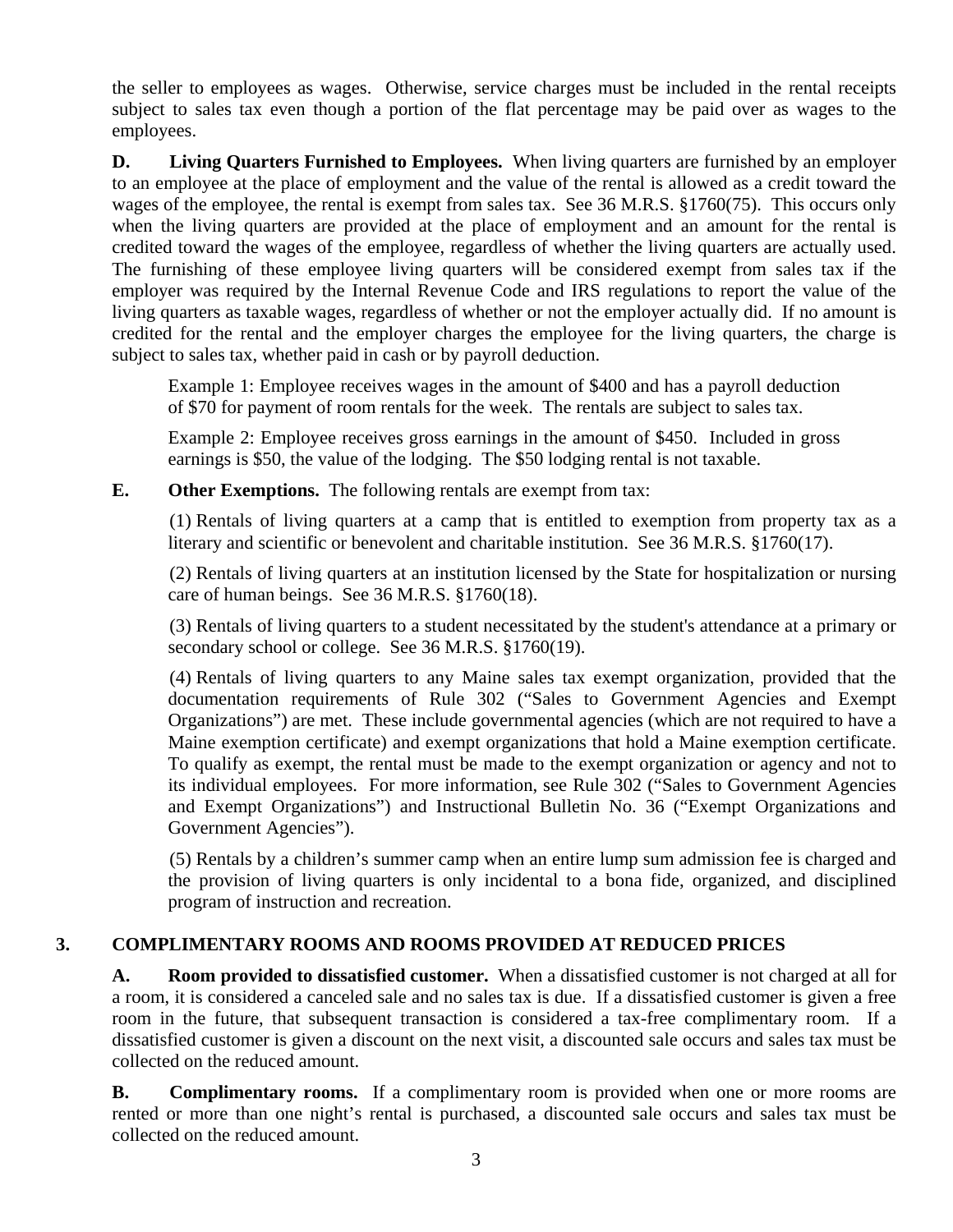the seller to employees as wages. Otherwise, service charges must be included in the rental receipts subject to sales tax even though a portion of the flat percentage may be paid over as wages to the employees.

**D. Living Quarters Furnished to Employees.** When living quarters are furnished by an employer to an employee at the place of employment and the value of the rental is allowed as a credit toward the wages of the employee, the rental is exempt from sales tax. See 36 M.R.S. §1760(75). This occurs only when the living quarters are provided at the place of employment and an amount for the rental is credited toward the wages of the employee, regardless of whether the living quarters are actually used. The furnishing of these employee living quarters will be considered exempt from sales tax if the employer was required by the Internal Revenue Code and IRS regulations to report the value of the living quarters as taxable wages, regardless of whether or not the employer actually did. If no amount is credited for the rental and the employer charges the employee for the living quarters, the charge is subject to sales tax, whether paid in cash or by payroll deduction.

Example 1: Employee receives wages in the amount of $400 and has a payroll deduction of $70 for payment of room rentals for the week. The rentals are subject to sales tax.

Example 2: Employee receives gross earnings in the amount of $450. Included in gross earnings is $50, the value of the lodging. The $50 lodging rental is not taxable.

**E. Other Exemptions.** The following rentals are exempt from tax:

(1) Rentals of living quarters at a camp that is entitled to exemption from property tax as a literary and scientific or benevolent and charitable institution. See 36 M.R.S. §1760(17).

(2) Rentals of living quarters at an institution licensed by the State for hospitalization or nursing care of human beings. See 36 M.R.S. §1760(18).

(3) Rentals of living quarters to a student necessitated by the student's attendance at a primary or secondary school or college. See 36 M.R.S. §1760(19).

(4) Rentals of living quarters to any Maine sales tax exempt organization, provided that the documentation requirements of Rule 302 ("Sales to Government Agencies and Exempt Organizations") are met. These include governmental agencies (which are not required to have a Maine exemption certificate) and exempt organizations that hold a Maine exemption certificate. To qualify as exempt, the rental must be made to the exempt organization or agency and not to its individual employees. For more information, see Rule 302 ("Sales to Government Agencies and Exempt Organizations") and Instructional Bulletin No. 36 ("Exempt Organizations and Government Agencies").

(5) Rentals by a children's summer camp when an entire lump sum admission fee is charged and the provision of living quarters is only incidental to a bona fide, organized, and disciplined program of instruction and recreation.

## 3. COMPLIMENTARY ROOMS AND ROOMS PROVIDED AT REDUCED PRICES

**A. Room provided to dissatisfied customer.** When a dissatisfied customer is not charged at all for a room, it is considered a canceled sale and no sales tax is due. If a dissatisfied customer is given a free room in the future, that subsequent transaction is considered a tax-free complimentary room. If a dissatisfied customer is given a discount on the next visit, a discounted sale occurs and sales tax must be collected on the reduced amount.

**B. Complimentary rooms.** If a complimentary room is provided when one or more rooms are rented or more than one night's rental is purchased, a discounted sale occurs and sales tax must be collected on the reduced amount.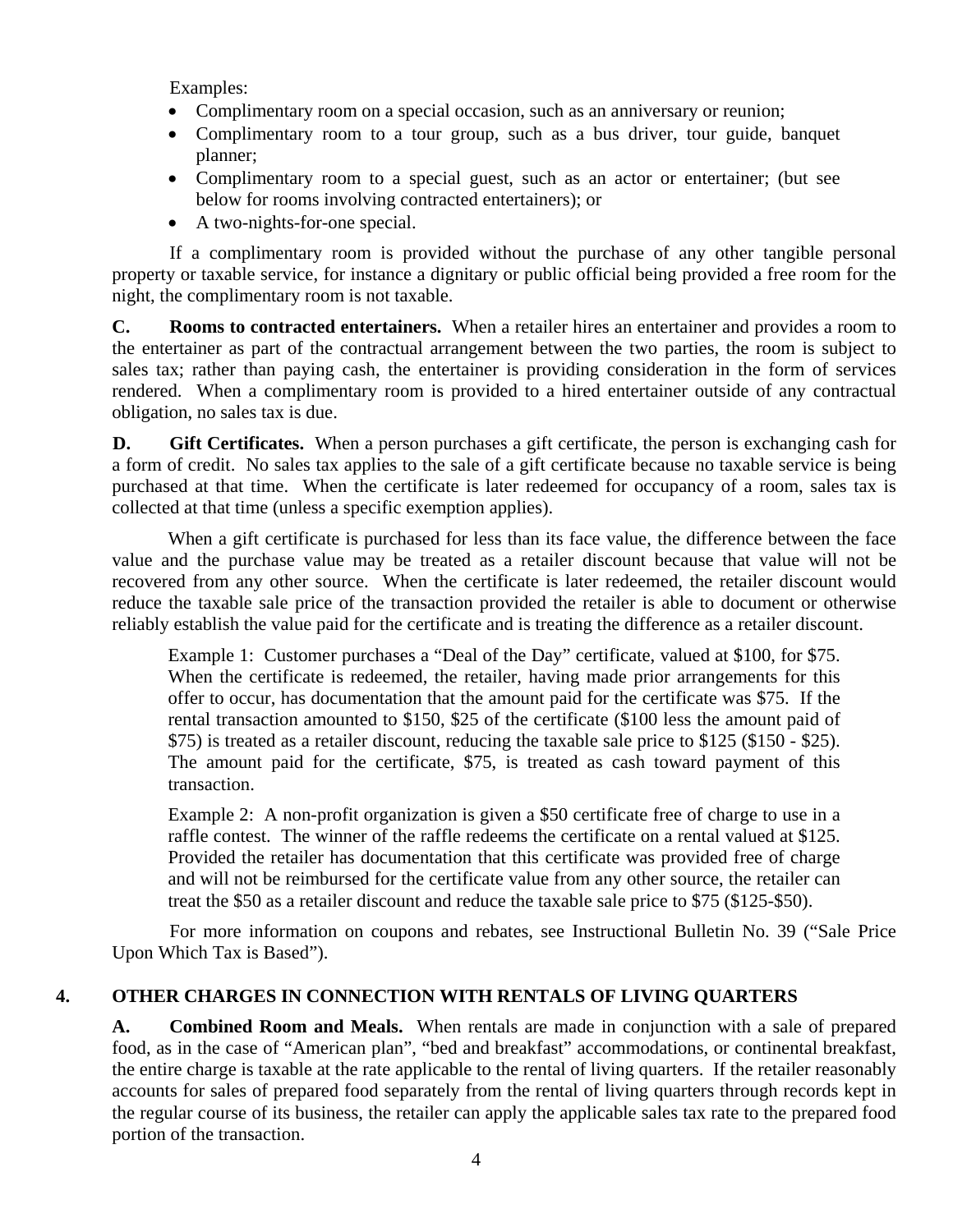Examples:

- Complimentary room on a special occasion, such as an anniversary or reunion;
- Complimentary room to a tour group, such as a bus driver, tour guide, banquet planner;
- Complimentary room to a special guest, such as an actor or entertainer; (but see below for rooms involving contracted entertainers); or
- A two-nights-for-one special.

If a complimentary room is provided without the purchase of any other tangible personal property or taxable service, for instance a dignitary or public official being provided a free room for the night, the complimentary room is not taxable.

**C. Rooms to contracted entertainers.** When a retailer hires an entertainer and provides a room to the entertainer as part of the contractual arrangement between the two parties, the room is subject to sales tax; rather than paying cash, the entertainer is providing consideration in the form of services rendered. When a complimentary room is provided to a hired entertainer outside of any contractual obligation, no sales tax is due.

**D. Gift Certificates.** When a person purchases a gift certificate, the person is exchanging cash for a form of credit. No sales tax applies to the sale of a gift certificate because no taxable service is being purchased at that time. When the certificate is later redeemed for occupancy of a room, sales tax is collected at that time (unless a specific exemption applies).

When a gift certificate is purchased for less than its face value, the difference between the face value and the purchase value may be treated as a retailer discount because that value will not be recovered from any other source. When the certificate is later redeemed, the retailer discount would reduce the taxable sale price of the transaction provided the retailer is able to document or otherwise reliably establish the value paid for the certificate and is treating the difference as a retailer discount.

> Example 1: Customer purchases a "Deal of the Day" certificate, valued at $100, for $75. When the certificate is redeemed, the retailer, having made prior arrangements for this offer to occur, has documentation that the amount paid for the certificate was $75. If the rental transaction amounted to $150, $25 of the certificate ($100 less the amount paid of $75) is treated as a retailer discount, reducing the taxable sale price to $125 ($150 - $25). The amount paid for the certificate, $75, is treated as cash toward payment of this transaction.

> Example 2: A non-profit organization is given a $50 certificate free of charge to use in a raffle contest. The winner of the raffle redeems the certificate on a rental valued at $125. Provided the retailer has documentation that this certificate was provided free of charge and will not be reimbursed for the certificate value from any other source, the retailer can treat the $50 as a retailer discount and reduce the taxable sale price to $75 ($125-$50).

For more information on coupons and rebates, see Instructional Bulletin No. 39 ("Sale Price Upon Which Tax is Based").

## 4. OTHER CHARGES IN CONNECTION WITH RENTALS OF LIVING QUARTERS

**A. Combined Room and Meals.** When rentals are made in conjunction with a sale of prepared food, as in the case of "American plan", "bed and breakfast" accommodations, or continental breakfast, the entire charge is taxable at the rate applicable to the rental of living quarters. If the retailer reasonably accounts for sales of prepared food separately from the rental of living quarters through records kept in the regular course of its business, the retailer can apply the applicable sales tax rate to the prepared food portion of the transaction.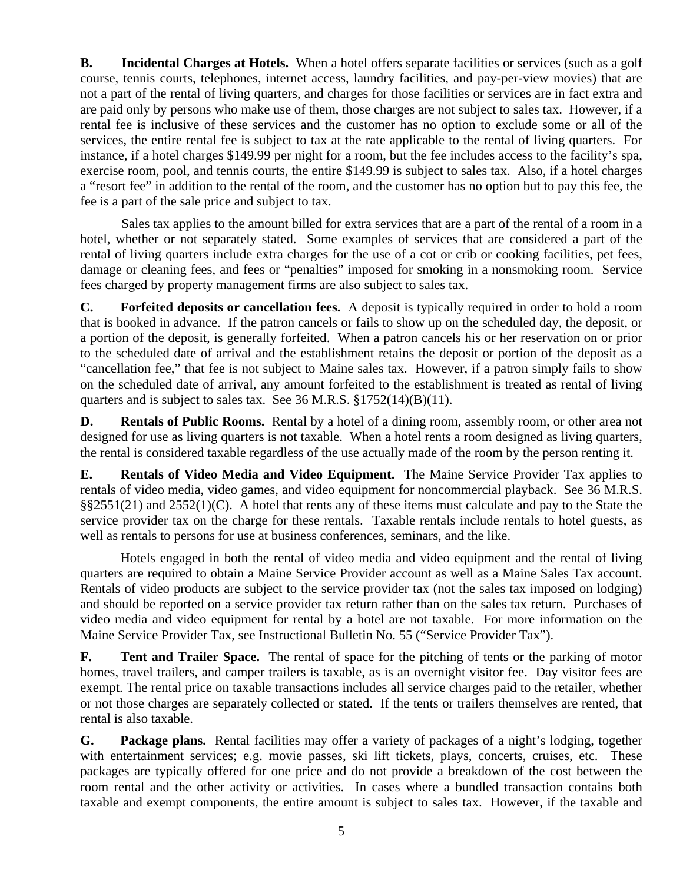**B. Incidental Charges at Hotels.** When a hotel offers separate facilities or services (such as a golf course, tennis courts, telephones, internet access, laundry facilities, and pay-per-view movies) that are not a part of the rental of living quarters, and charges for those facilities or services are in fact extra and are paid only by persons who make use of them, those charges are not subject to sales tax. However, if a rental fee is inclusive of these services and the customer has no option to exclude some or all of the services, the entire rental fee is subject to tax at the rate applicable to the rental of living quarters. For instance, if a hotel charges $149.99 per night for a room, but the fee includes access to the facility's spa, exercise room, pool, and tennis courts, the entire $149.99 is subject to sales tax. Also, if a hotel charges a "resort fee" in addition to the rental of the room, and the customer has no option but to pay this fee, the fee is a part of the sale price and subject to tax.

Sales tax applies to the amount billed for extra services that are a part of the rental of a room in a hotel, whether or not separately stated. Some examples of services that are considered a part of the rental of living quarters include extra charges for the use of a cot or crib or cooking facilities, pet fees, damage or cleaning fees, and fees or "penalties" imposed for smoking in a nonsmoking room. Service fees charged by property management firms are also subject to sales tax.

**C. Forfeited deposits or cancellation fees.** A deposit is typically required in order to hold a room that is booked in advance. If the patron cancels or fails to show up on the scheduled day, the deposit, or a portion of the deposit, is generally forfeited. When a patron cancels his or her reservation on or prior to the scheduled date of arrival and the establishment retains the deposit or portion of the deposit as a "cancellation fee," that fee is not subject to Maine sales tax. However, if a patron simply fails to show on the scheduled date of arrival, any amount forfeited to the establishment is treated as rental of living quarters and is subject to sales tax. See 36 M.R.S. §1752(14)(B)(11).

**D. Rentals of Public Rooms.** Rental by a hotel of a dining room, assembly room, or other area not designed for use as living quarters is not taxable. When a hotel rents a room designed as living quarters, the rental is considered taxable regardless of the use actually made of the room by the person renting it.

**E. Rentals of Video Media and Video Equipment.** The Maine Service Provider Tax applies to rentals of video media, video games, and video equipment for noncommercial playback. See 36 M.R.S. §§2551(21) and 2552(1)(C). A hotel that rents any of these items must calculate and pay to the State the service provider tax on the charge for these rentals. Taxable rentals include rentals to hotel guests, as well as rentals to persons for use at business conferences, seminars, and the like.

Hotels engaged in both the rental of video media and video equipment and the rental of living quarters are required to obtain a Maine Service Provider account as well as a Maine Sales Tax account. Rentals of video products are subject to the service provider tax (not the sales tax imposed on lodging) and should be reported on a service provider tax return rather than on the sales tax return. Purchases of video media and video equipment for rental by a hotel are not taxable. For more information on the Maine Service Provider Tax, see Instructional Bulletin No. 55 ("Service Provider Tax").

**F. Tent and Trailer Space.** The rental of space for the pitching of tents or the parking of motor homes, travel trailers, and camper trailers is taxable, as is an overnight visitor fee. Day visitor fees are exempt. The rental price on taxable transactions includes all service charges paid to the retailer, whether or not those charges are separately collected or stated. If the tents or trailers themselves are rented, that rental is also taxable.

**G. Package plans.** Rental facilities may offer a variety of packages of a night's lodging, together with entertainment services; e.g. movie passes, ski lift tickets, plays, concerts, cruises, etc. These packages are typically offered for one price and do not provide a breakdown of the cost between the room rental and the other activity or activities. In cases where a bundled transaction contains both taxable and exempt components, the entire amount is subject to sales tax. However, if the taxable and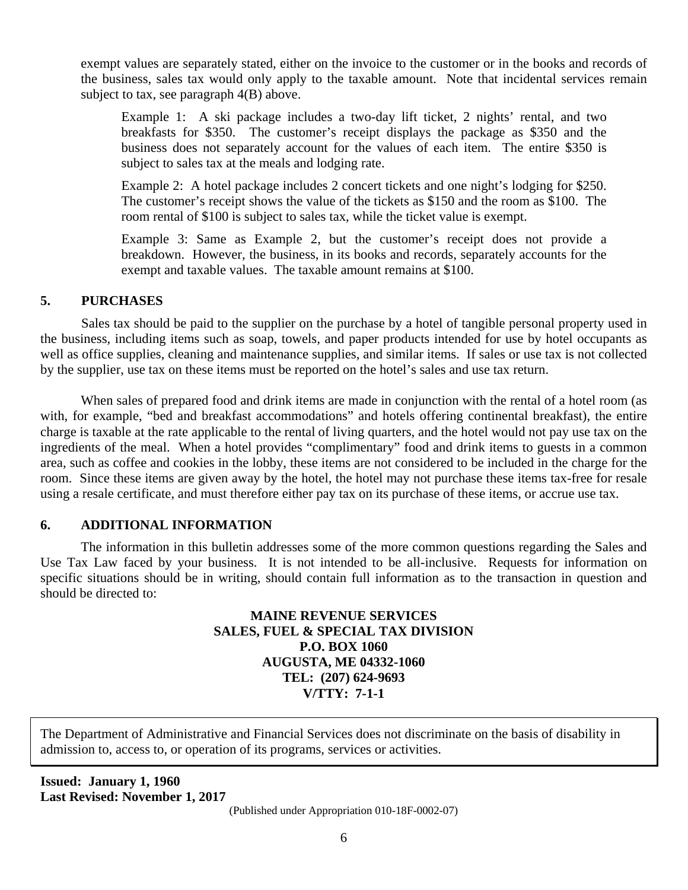exempt values are separately stated, either on the invoice to the customer or in the books and records of the business, sales tax would only apply to the taxable amount. Note that incidental services remain subject to tax, see paragraph 4(B) above.

> Example 1: A ski package includes a two-day lift ticket, 2 nights' rental, and two breakfasts for $350. The customer's receipt displays the package as $350 and the business does not separately account for the values of each item. The entire $350 is subject to sales tax at the meals and lodging rate.
>
> Example 2: A hotel package includes 2 concert tickets and one night's lodging for $250. The customer's receipt shows the value of the tickets as $150 and the room as $100. The room rental of $100 is subject to sales tax, while the ticket value is exempt.
>
> Example 3: Same as Example 2, but the customer's receipt does not provide a breakdown. However, the business, in its books and records, separately accounts for the exempt and taxable values. The taxable amount remains at $100.

## 5. PURCHASES

Sales tax should be paid to the supplier on the purchase by a hotel of tangible personal property used in the business, including items such as soap, towels, and paper products intended for use by hotel occupants as well as office supplies, cleaning and maintenance supplies, and similar items. If sales or use tax is not collected by the supplier, use tax on these items must be reported on the hotel's sales and use tax return.

When sales of prepared food and drink items are made in conjunction with the rental of a hotel room (as with, for example, "bed and breakfast accommodations" and hotels offering continental breakfast), the entire charge is taxable at the rate applicable to the rental of living quarters, and the hotel would not pay use tax on the ingredients of the meal. When a hotel provides "complimentary" food and drink items to guests in a common area, such as coffee and cookies in the lobby, these items are not considered to be included in the charge for the room. Since these items are given away by the hotel, the hotel may not purchase these items tax-free for resale using a resale certificate, and must therefore either pay tax on its purchase of these items, or accrue use tax.

## 6. ADDITIONAL INFORMATION

The information in this bulletin addresses some of the more common questions regarding the Sales and Use Tax Law faced by your business. It is not intended to be all-inclusive. Requests for information on specific situations should be in writing, should contain full information as to the transaction in question and should be directed to:

**MAINE REVENUE SERVICES**
**SALES, FUEL & SPECIAL TAX DIVISION**
**P.O. BOX 1060**
**AUGUSTA, ME 04332-1060**
**TEL: (207) 624-9693**
**V/TTY: 7-1-1**

The Department of Administrative and Financial Services does not discriminate on the basis of disability in admission to, access to, or operation of its programs, services or activities.

**Issued: January 1, 1960**
**Last Revised: November 1, 2017**

(Published under Appropriation 010-18F-0002-07)